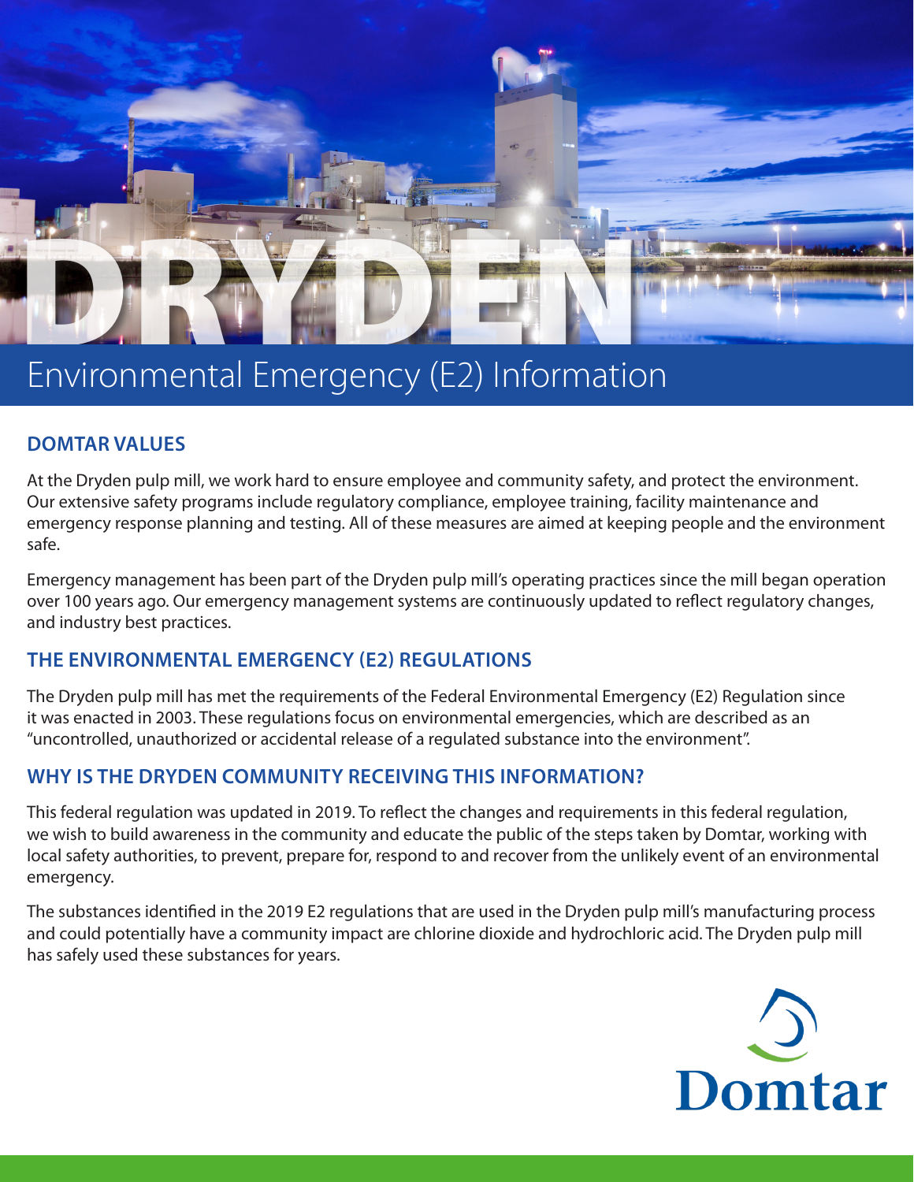# DRYDEN

## Environmental Emergency (E2) Information

### DOMTAR VALUES

At the Dryden pulp mill, we work hard to ensure employee and community safety, and protect the environment. Our extensive safety programs include regulatory compliance, employee training, facility maintenance and emergency response planning and testing. All of these measures are aimed at keeping people and the environment safe.

Emergency management has been part of the Dryden pulp mill's operating practices since the mill began operation over 100 years ago. Our emergency management systems are continuously updated to reflect regulatory changes, and industry best practices.

### THE ENVIRONMENTAL EMERGENCY (E2) REGULATIONS

The Dryden pulp mill has met the requirements of the Federal Environmental Emergency (E2) Regulation since it was enacted in 2003. These regulations focus on environmental emergencies, which are described as an "uncontrolled, unauthorized or accidental release of a regulated substance into the environment".

### WHY IS THE DRYDEN COMMUNITY RECEIVING THIS INFORMATION?

This federal regulation was updated in 2019. To reflect the changes and requirements in this federal regulation, we wish to build awareness in the community and educate the public of the steps taken by Domtar, working with local safety authorities, to prevent, prepare for, respond to and recover from the unlikely event of an environmental emergency.

The substances identified in the 2019 E2 regulations that are used in the Dryden pulp mill's manufacturing process and could potentially have a community impact are chlorine dioxide and hydrochloric acid. The Dryden pulp mill has safely used these substances for years.

Domtar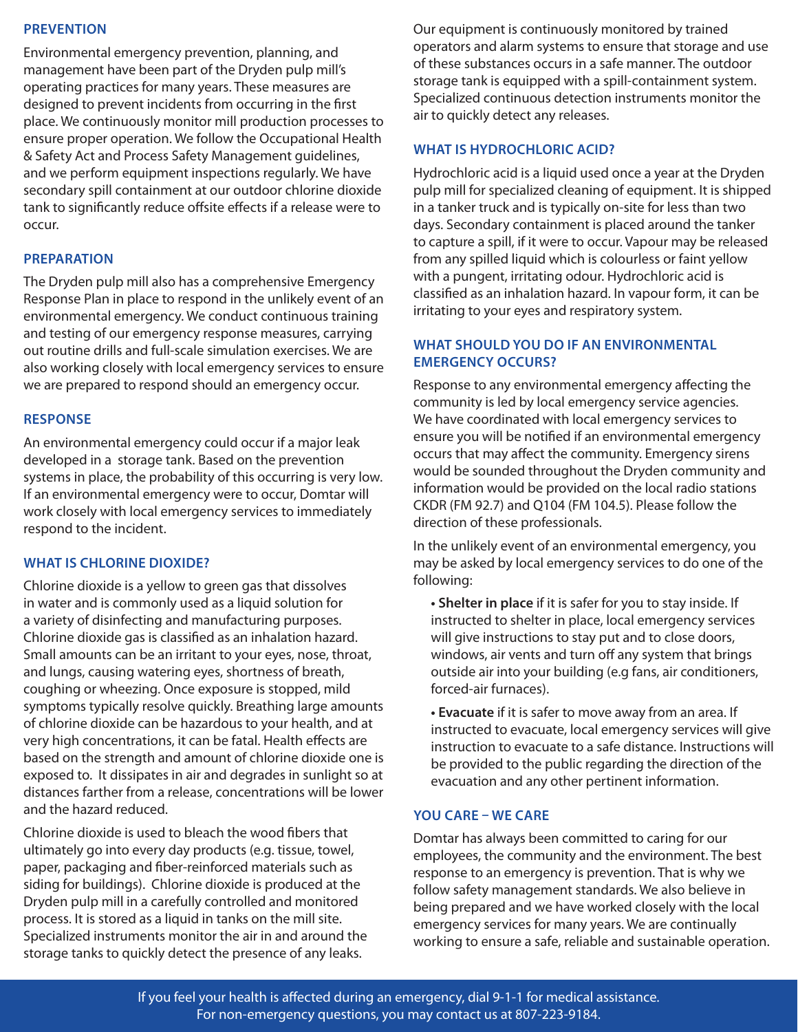## PREVENTION

Environmental emergency prevention, planning, and management have been part of the Dryden pulp mill's operating practices for many years. These measures are designed to prevent incidents from occurring in the first place. We continuously monitor mill production processes to ensure proper operation. We follow the Occupational Health & Safety Act and Process Safety Management guidelines, and we perform equipment inspections regularly. We have secondary spill containment at our outdoor chlorine dioxide tank to significantly reduce offsite effects if a release were to occur.

## PREPARATION

The Dryden pulp mill also has a comprehensive Emergency Response Plan in place to respond in the unlikely event of an environmental emergency. We conduct continuous training and testing of our emergency response measures, carrying out routine drills and full-scale simulation exercises. We are also working closely with local emergency services to ensure we are prepared to respond should an emergency occur.

## RESPONSE

An environmental emergency could occur if a major leak developed in a storage tank. Based on the prevention systems in place, the probability of this occurring is very low. If an environmental emergency were to occur, Domtar will work closely with local emergency services to immediately respond to the incident.

## WHAT IS CHLORINE DIOXIDE?

Chlorine dioxide is a yellow to green gas that dissolves in water and is commonly used as a liquid solution for a variety of disinfecting and manufacturing purposes. Chlorine dioxide gas is classified as an inhalation hazard. Small amounts can be an irritant to your eyes, nose, throat, and lungs, causing watering eyes, shortness of breath, coughing or wheezing. Once exposure is stopped, mild symptoms typically resolve quickly. Breathing large amounts of chlorine dioxide can be hazardous to your health, and at very high concentrations, it can be fatal. Health effects are based on the strength and amount of chlorine dioxide one is exposed to. It dissipates in air and degrades in sunlight so at distances farther from a release, concentrations will be lower and the hazard reduced.

Chlorine dioxide is used to bleach the wood fibers that ultimately go into every day products (e.g. tissue, towel, paper, packaging and fiber-reinforced materials such as siding for buildings). Chlorine dioxide is produced at the Dryden pulp mill in a carefully controlled and monitored process. It is stored as a liquid in tanks on the mill site. Specialized instruments monitor the air in and around the storage tanks to quickly detect the presence of any leaks.

Our equipment is continuously monitored by trained operators and alarm systems to ensure that storage and use of these substances occurs in a safe manner. The outdoor storage tank is equipped with a spill-containment system. Specialized continuous detection instruments monitor the air to quickly detect any releases.

## WHAT IS HYDROCHLORIC ACID?

Hydrochloric acid is a liquid used once a year at the Dryden pulp mill for specialized cleaning of equipment. It is shipped in a tanker truck and is typically on-site for less than two days. Secondary containment is placed around the tanker to capture a spill, if it were to occur. Vapour may be released from any spilled liquid which is colourless or faint yellow with a pungent, irritating odour. Hydrochloric acid is classified as an inhalation hazard. In vapour form, it can be irritating to your eyes and respiratory system.

## WHAT SHOULD YOU DO IF AN ENVIRONMENTAL EMERGENCY OCCURS?

Response to any environmental emergency affecting the community is led by local emergency service agencies. We have coordinated with local emergency services to ensure you will be notified if an environmental emergency occurs that may affect the community. Emergency sirens would be sounded throughout the Dryden community and information would be provided on the local radio stations CKDR (FM 92.7) and Q104 (FM 104.5). Please follow the direction of these professionals.

In the unlikely event of an environmental emergency, you may be asked by local emergency services to do one of the following:

- **Shelter in place** if it is safer for you to stay inside. If instructed to shelter in place, local emergency services will give instructions to stay put and to close doors, windows, air vents and turn off any system that brings outside air into your building (e.g fans, air conditioners, forced-air furnaces).
- **Evacuate** if it is safer to move away from an area. If instructed to evacuate, local emergency services will give instruction to evacuate to a safe distance. Instructions will be provided to the public regarding the direction of the evacuation and any other pertinent information.

## YOU CARE – WE CARE

Domtar has always been committed to caring for our employees, the community and the environment. The best response to an emergency is prevention. That is why we follow safety management standards. We also believe in being prepared and we have worked closely with the local emergency services for many years. We are continually working to ensure a safe, reliable and sustainable operation.

If you feel your health is affected during an emergency, dial 9-1-1 for medical assistance.
For non-emergency questions, you may contact us at 807-223-9184.